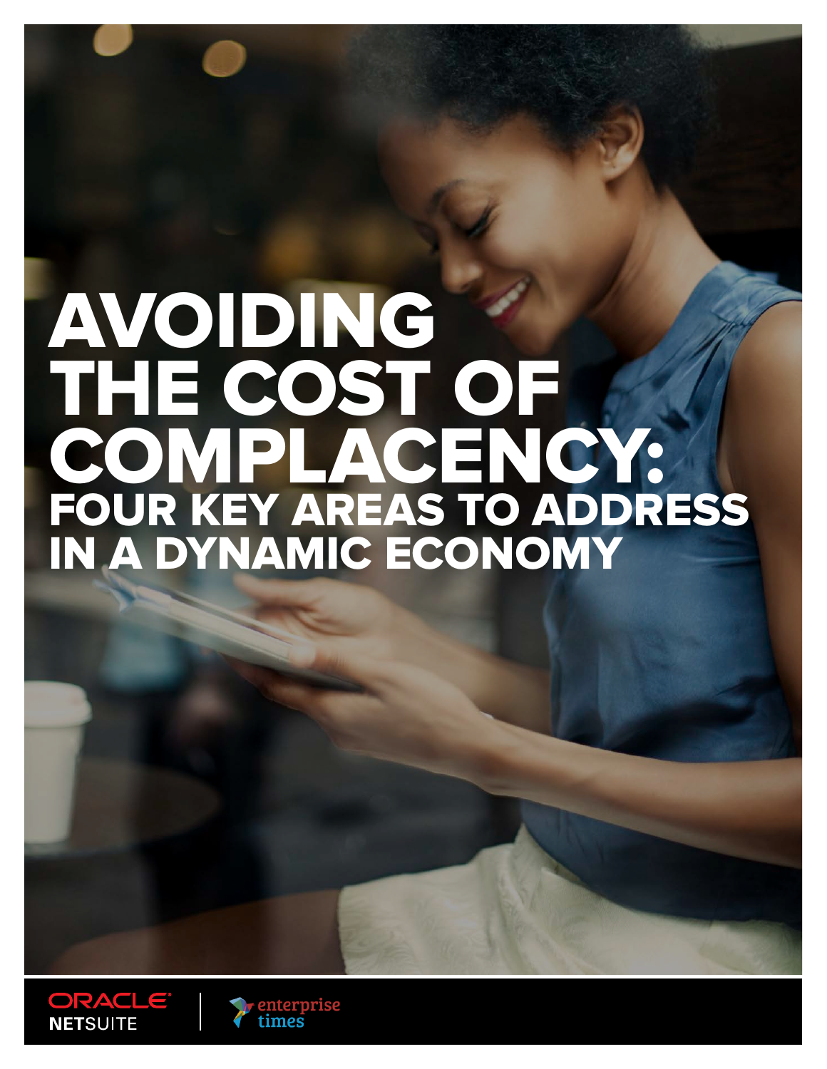# AVOIDING THE COST OF COMPLACENCY:

## FOUR KEY AREAS TO ADDRESS IN A DYNAMIC ECONOMY

ORACLE NETSUITE | enterprise times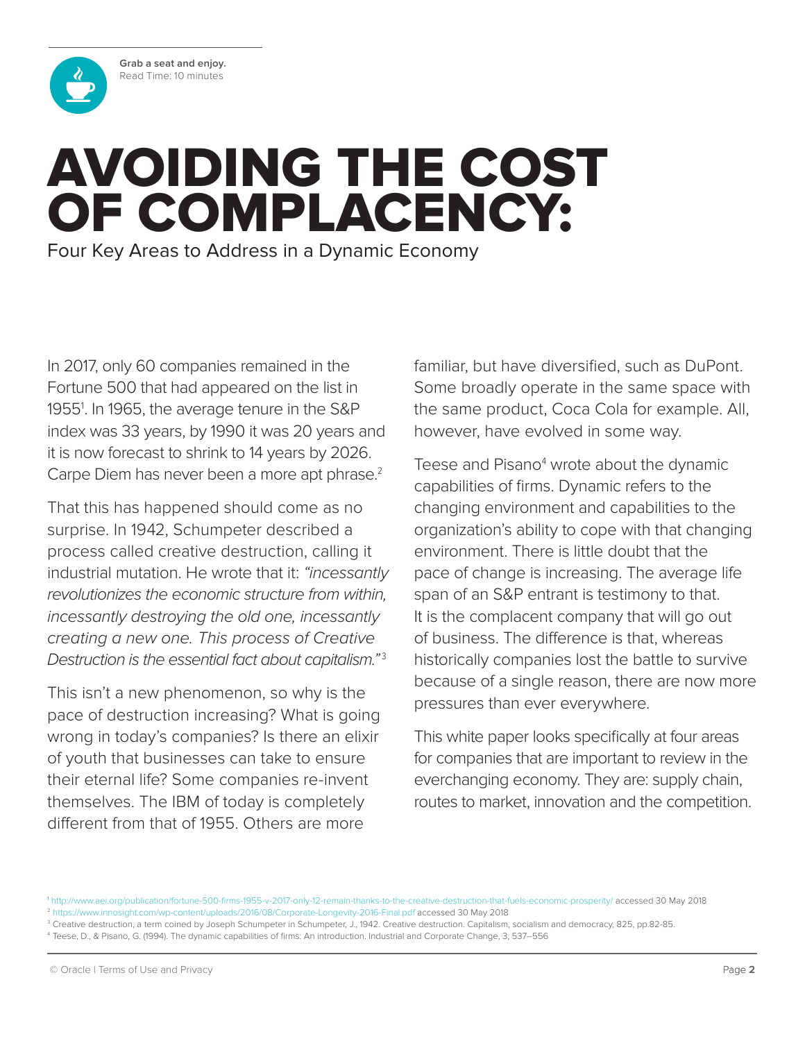Grab a seat and enjoy.
Read Time: 10 minutes

# AVOIDING THE COST OF COMPLACENCY:

Four Key Areas to Address in a Dynamic Economy

In 2017, only 60 companies remained in the Fortune 500 that had appeared on the list in 1955[1]. In 1965, the average tenure in the S&P index was 33 years, by 1990 it was 20 years and it is now forecast to shrink to 14 years by 2026. Carpe Diem has never been a more apt phrase.[2]

That this has happened should come as no surprise. In 1942, Schumpeter described a process called creative destruction, calling it industrial mutation. He wrote that it: *"incessantly revolutionizes the economic structure from within, incessantly destroying the old one, incessantly creating a new one. This process of Creative Destruction is the essential fact about capitalism."*[3]

This isn't a new phenomenon, so why is the pace of destruction increasing? What is going wrong in today's companies? Is there an elixir of youth that businesses can take to ensure their eternal life? Some companies re-invent themselves. The IBM of today is completely different from that of 1955. Others are more familiar, but have diversified, such as DuPont. Some broadly operate in the same space with the same product, Coca Cola for example. All, however, have evolved in some way.

Teese and Pisano[4] wrote about the dynamic capabilities of firms. Dynamic refers to the changing environment and capabilities to the organization's ability to cope with that changing environment. There is little doubt that the pace of change is increasing. The average life span of an S&P entrant is testimony to that. It is the complacent company that will go out of business. The difference is that, whereas historically companies lost the battle to survive because of a single reason, there are now more pressures than ever everywhere.

This white paper looks specifically at four areas for companies that are important to review in the everchanging economy. They are: supply chain, routes to market, innovation and the competition.

[1] http://www.aei.org/publication/fortune-500-firms-1955-v-2017-only-12-remain-thanks-to-the-creative-destruction-that-fuels-economic-prosperity/ accessed 30 May 2018
[2] https://www.innosight.com/wp-content/uploads/2016/08/Corporate-Longevity-2016-Final.pdf accessed 30 May 2018
[3] Creative destruction, a term coined by Joseph Schumpeter in Schumpeter, J., 1942. Creative destruction. Capitalism, socialism and democracy, 825, pp.82-85.
[4] Teese, D., & Pisano, G. (1994). The dynamic capabilities of firms: An introduction. Industrial and Corporate Change, 3, 537–556

© Oracle | Terms of Use and Privacy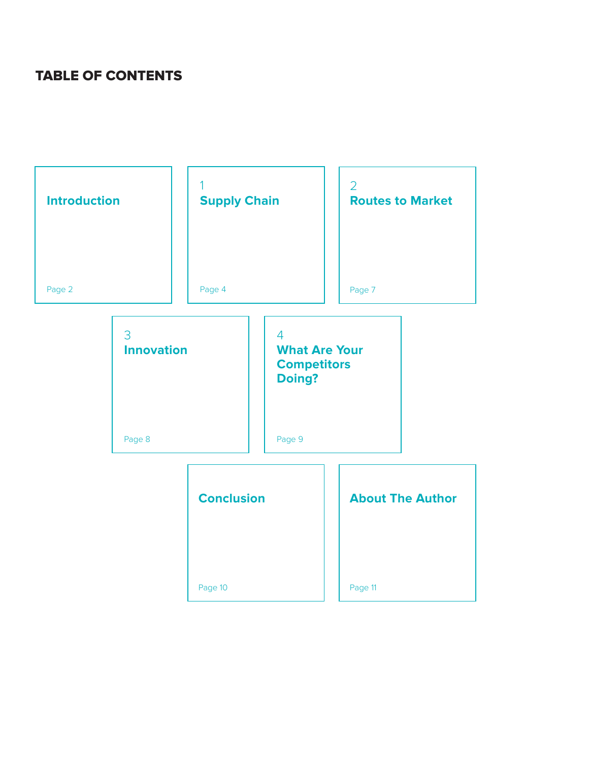# TABLE OF CONTENTS

**Introduction**
Page 2

1
**Supply Chain**
Page 4

2
**Routes to Market**
Page 7

3
**Innovation**
Page 8

4
**What Are Your Competitors Doing?**
Page 9

**Conclusion**
Page 10

**About The Author**
Page 11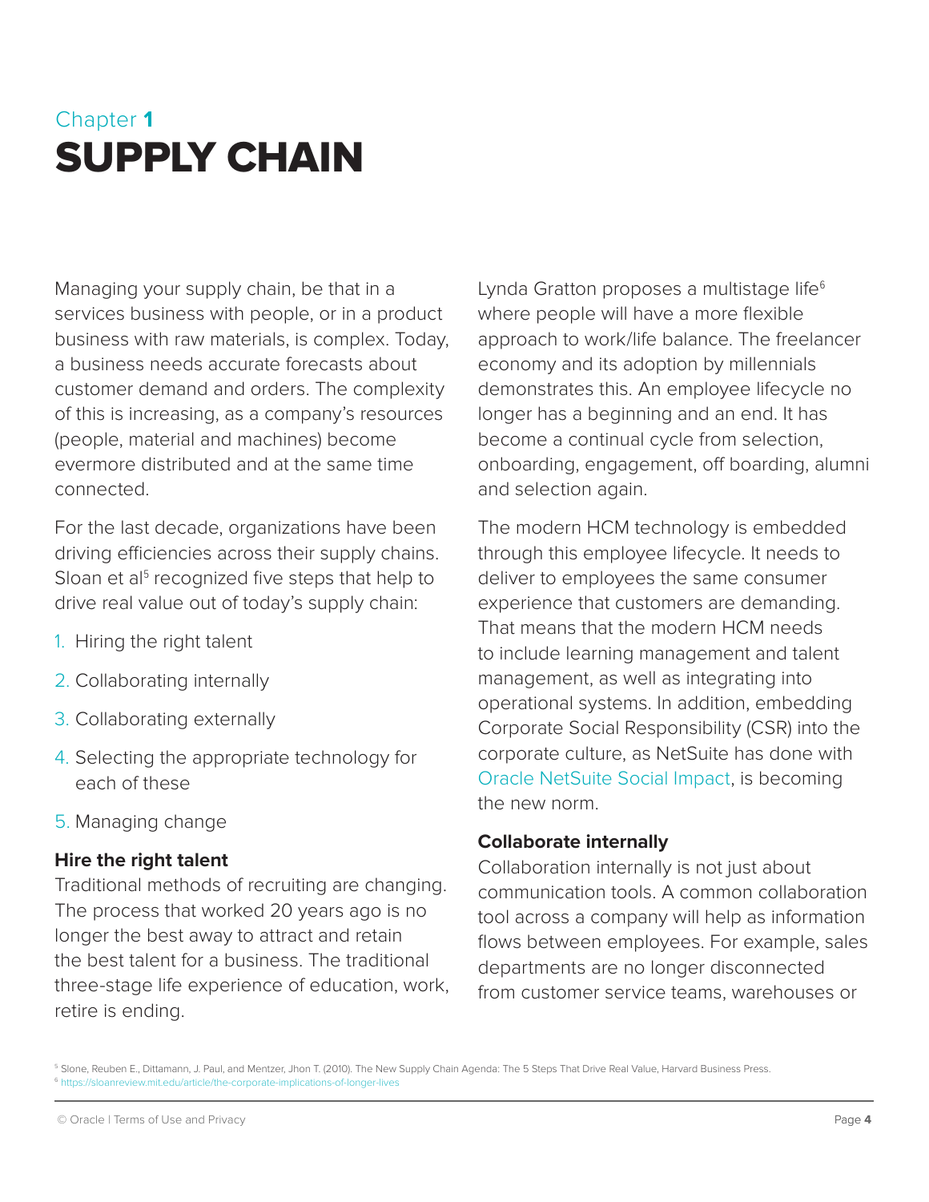Chapter **1**

# SUPPLY CHAIN

Managing your supply chain, be that in a services business with people, or in a product business with raw materials, is complex. Today, a business needs accurate forecasts about customer demand and orders. The complexity of this is increasing, as a company's resources (people, material and machines) become evermore distributed and at the same time connected.

For the last decade, organizations have been driving efficiencies across their supply chains. Sloan et al[5] recognized five steps that help to drive real value out of today's supply chain:

1. Hiring the right talent
2. Collaborating internally
3. Collaborating externally
4. Selecting the appropriate technology for each of these
5. Managing change

**Hire the right talent**
Traditional methods of recruiting are changing. The process that worked 20 years ago is no longer the best away to attract and retain the best talent for a business. The traditional three-stage life experience of education, work, retire is ending.

Lynda Gratton proposes a multistage life[6] where people will have a more flexible approach to work/life balance. The freelancer economy and its adoption by millennials demonstrates this. An employee lifecycle no longer has a beginning and an end. It has become a continual cycle from selection, onboarding, engagement, off boarding, alumni and selection again.

The modern HCM technology is embedded through this employee lifecycle. It needs to deliver to employees the same consumer experience that customers are demanding. That means that the modern HCM needs to include learning management and talent management, as well as integrating into operational systems. In addition, embedding Corporate Social Responsibility (CSR) into the corporate culture, as NetSuite has done with Oracle NetSuite Social Impact, is becoming the new norm.

**Collaborate internally**
Collaboration internally is not just about communication tools. A common collaboration tool across a company will help as information flows between employees. For example, sales departments are no longer disconnected from customer service teams, warehouses or

[5] Slone, Reuben E., Dittamann, J. Paul, and Mentzer, Jhon T. (2010). The New Supply Chain Agenda: The 5 Steps That Drive Real Value, Harvard Business Press.
[6] https://sloanreview.mit.edu/article/the-corporate-implications-of-longer-lives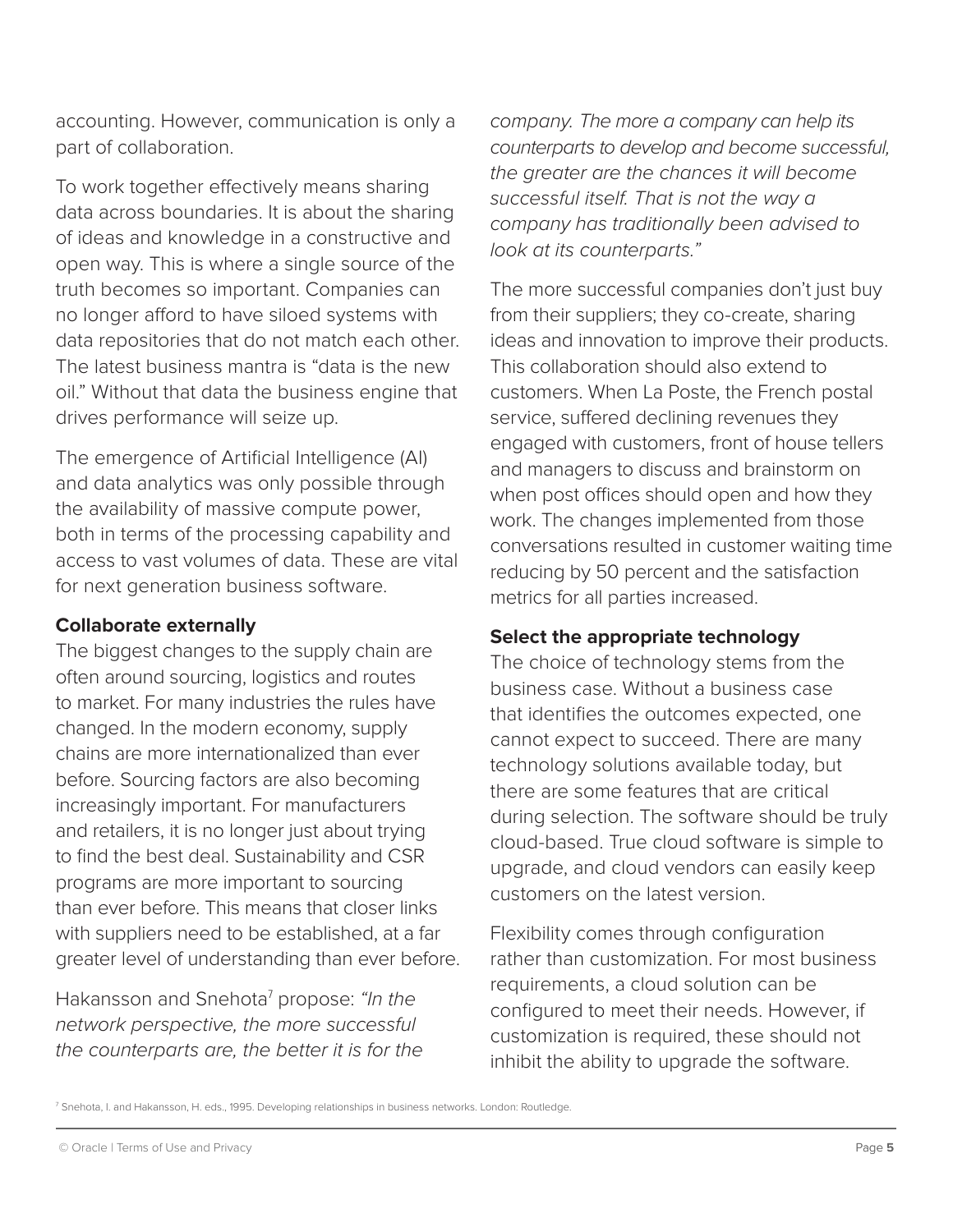accounting. However, communication is only a part of collaboration.

To work together effectively means sharing data across boundaries. It is about the sharing of ideas and knowledge in a constructive and open way. This is where a single source of the truth becomes so important. Companies can no longer afford to have siloed systems with data repositories that do not match each other. The latest business mantra is "data is the new oil." Without that data the business engine that drives performance will seize up.

The emergence of Artificial Intelligence (AI) and data analytics was only possible through the availability of massive compute power, both in terms of the processing capability and access to vast volumes of data. These are vital for next generation business software.

**Collaborate externally**

The biggest changes to the supply chain are often around sourcing, logistics and routes to market. For many industries the rules have changed. In the modern economy, supply chains are more internationalized than ever before. Sourcing factors are also becoming increasingly important. For manufacturers and retailers, it is no longer just about trying to find the best deal. Sustainability and CSR programs are more important to sourcing than ever before. This means that closer links with suppliers need to be established, at a far greater level of understanding than ever before.

Hakansson and Snehota[7] propose: *"In the network perspective, the more successful the counterparts are, the better it is for the company. The more a company can help its counterparts to develop and become successful, the greater are the chances it will become successful itself. That is not the way a company has traditionally been advised to look at its counterparts."*

The more successful companies don't just buy from their suppliers; they co-create, sharing ideas and innovation to improve their products. This collaboration should also extend to customers. When La Poste, the French postal service, suffered declining revenues they engaged with customers, front of house tellers and managers to discuss and brainstorm on when post offices should open and how they work. The changes implemented from those conversations resulted in customer waiting time reducing by 50 percent and the satisfaction metrics for all parties increased.

**Select the appropriate technology**

The choice of technology stems from the business case. Without a business case that identifies the outcomes expected, one cannot expect to succeed. There are many technology solutions available today, but there are some features that are critical during selection. The software should be truly cloud-based. True cloud software is simple to upgrade, and cloud vendors can easily keep customers on the latest version.

Flexibility comes through configuration rather than customization. For most business requirements, a cloud solution can be configured to meet their needs. However, if customization is required, these should not inhibit the ability to upgrade the software.

[7] Snehota, I. and Hakansson, H. eds., 1995. Developing relationships in business networks. London: Routledge.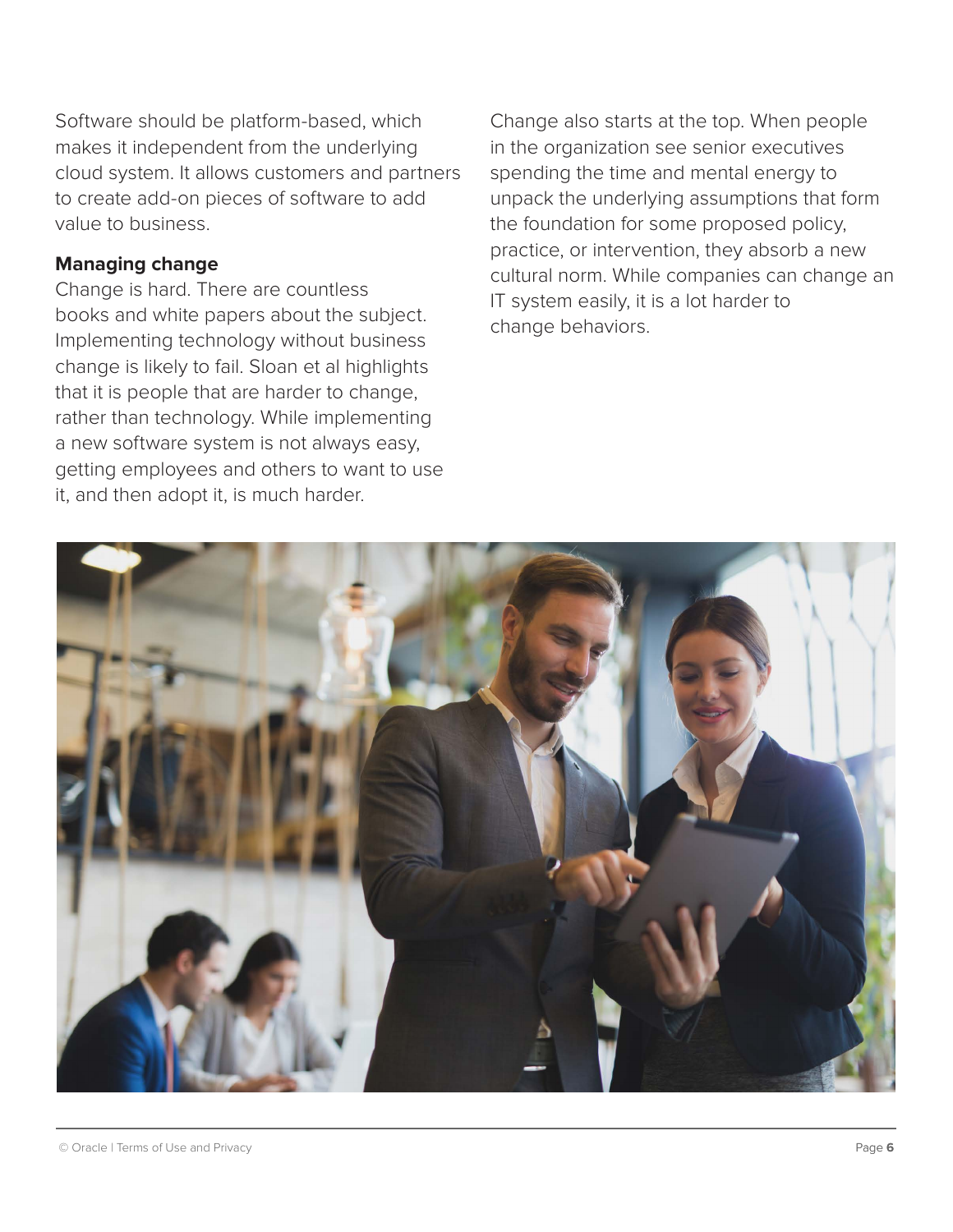Software should be platform-based, which makes it independent from the underlying cloud system. It allows customers and partners to create add-on pieces of software to add value to business.

**Managing change**

Change is hard. There are countless books and white papers about the subject. Implementing technology without business change is likely to fail. Sloan et al highlights that it is people that are harder to change, rather than technology. While implementing a new software system is not always easy, getting employees and others to want to use it, and then adopt it, is much harder.

Change also starts at the top. When people in the organization see senior executives spending the time and mental energy to unpack the underlying assumptions that form the foundation for some proposed policy, practice, or intervention, they absorb a new cultural norm. While companies can change an IT system easily, it is a lot harder to change behaviors.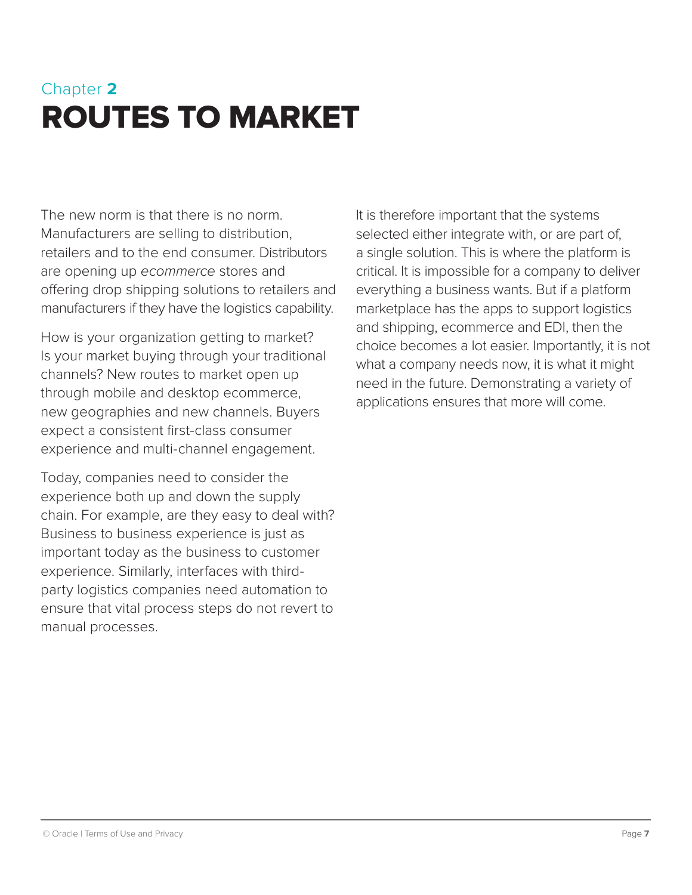Chapter **2**

# ROUTES TO MARKET

The new norm is that there is no norm. Manufacturers are selling to distribution, retailers and to the end consumer. Distributors are opening up *ecommerce* stores and offering drop shipping solutions to retailers and manufacturers if they have the logistics capability.

How is your organization getting to market? Is your market buying through your traditional channels? New routes to market open up through mobile and desktop ecommerce, new geographies and new channels. Buyers expect a consistent first-class consumer experience and multi-channel engagement.

Today, companies need to consider the experience both up and down the supply chain. For example, are they easy to deal with? Business to business experience is just as important today as the business to customer experience. Similarly, interfaces with third-party logistics companies need automation to ensure that vital process steps do not revert to manual processes.

It is therefore important that the systems selected either integrate with, or are part of, a single solution. This is where the platform is critical. It is impossible for a company to deliver everything a business wants. But if a platform marketplace has the apps to support logistics and shipping, ecommerce and EDI, then the choice becomes a lot easier. Importantly, it is not what a company needs now, it is what it might need in the future. Demonstrating a variety of applications ensures that more will come.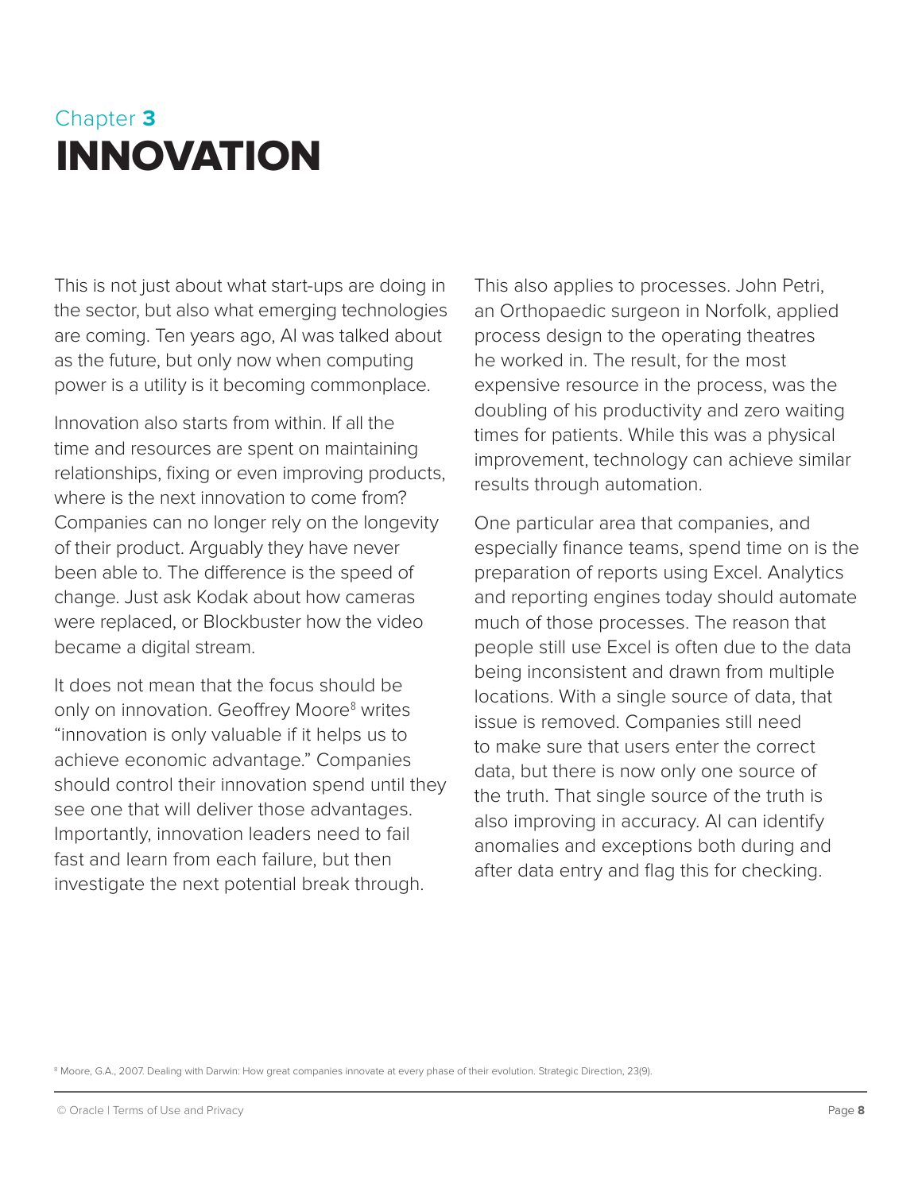Chapter **3**

# INNOVATION

This is not just about what start-ups are doing in the sector, but also what emerging technologies are coming. Ten years ago, AI was talked about as the future, but only now when computing power is a utility is it becoming commonplace.

Innovation also starts from within. If all the time and resources are spent on maintaining relationships, fixing or even improving products, where is the next innovation to come from? Companies can no longer rely on the longevity of their product. Arguably they have never been able to. The difference is the speed of change. Just ask Kodak about how cameras were replaced, or Blockbuster how the video became a digital stream.

It does not mean that the focus should be only on innovation. Geoffrey Moore[8] writes "innovation is only valuable if it helps us to achieve economic advantage." Companies should control their innovation spend until they see one that will deliver those advantages. Importantly, innovation leaders need to fail fast and learn from each failure, but then investigate the next potential break through.

This also applies to processes. John Petri, an Orthopaedic surgeon in Norfolk, applied process design to the operating theatres he worked in. The result, for the most expensive resource in the process, was the doubling of his productivity and zero waiting times for patients. While this was a physical improvement, technology can achieve similar results through automation.

One particular area that companies, and especially finance teams, spend time on is the preparation of reports using Excel. Analytics and reporting engines today should automate much of those processes. The reason that people still use Excel is often due to the data being inconsistent and drawn from multiple locations. With a single source of data, that issue is removed. Companies still need to make sure that users enter the correct data, but there is now only one source of the truth. That single source of the truth is also improving in accuracy. AI can identify anomalies and exceptions both during and after data entry and flag this for checking.

[8] Moore, G.A., 2007. Dealing with Darwin: How great companies innovate at every phase of their evolution. Strategic Direction, 23(9).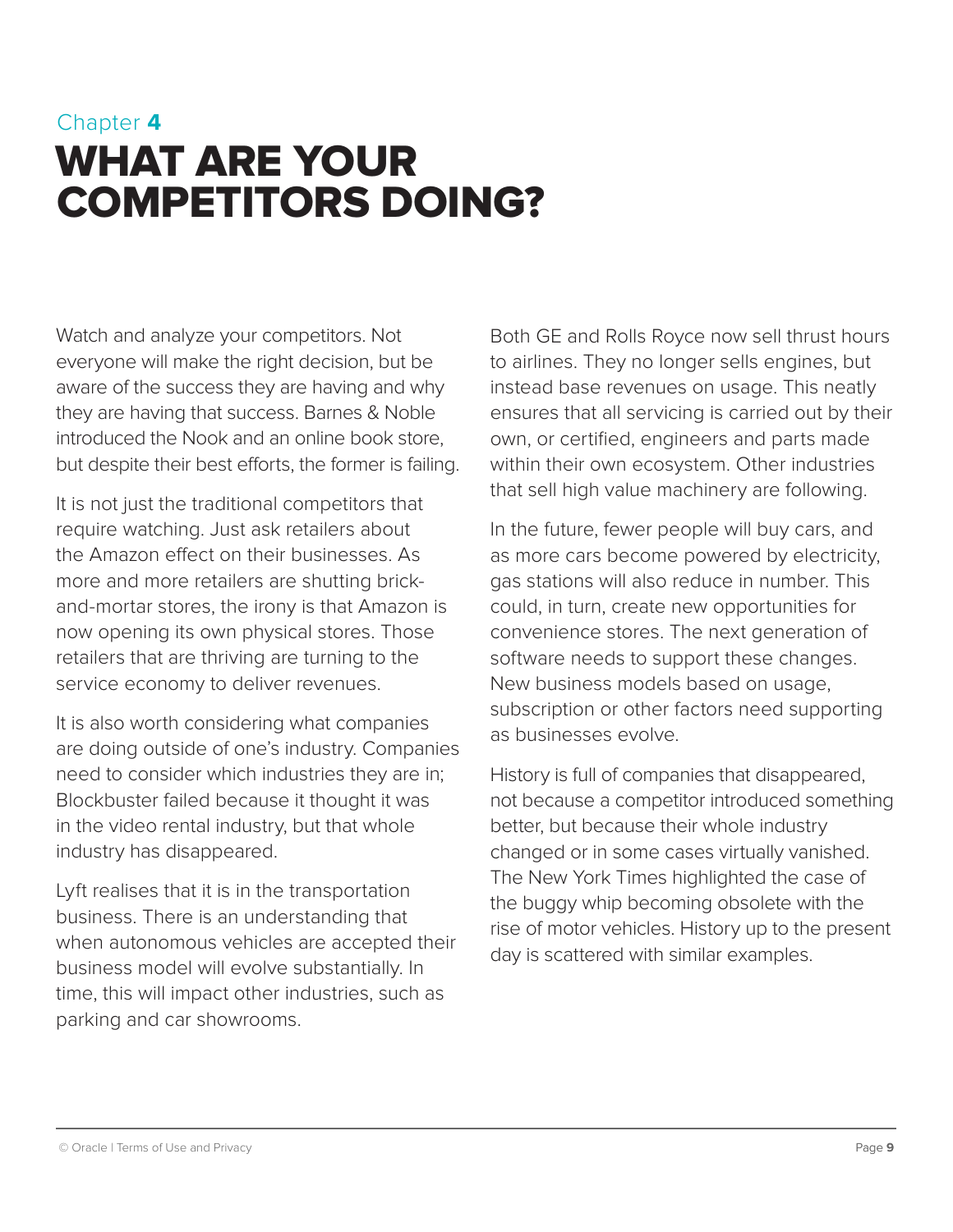Chapter **4**

# WHAT ARE YOUR COMPETITORS DOING?

Watch and analyze your competitors. Not everyone will make the right decision, but be aware of the success they are having and why they are having that success. Barnes & Noble introduced the Nook and an online book store, but despite their best efforts, the former is failing.

It is not just the traditional competitors that require watching. Just ask retailers about the Amazon effect on their businesses. As more and more retailers are shutting brick-and-mortar stores, the irony is that Amazon is now opening its own physical stores. Those retailers that are thriving are turning to the service economy to deliver revenues.

It is also worth considering what companies are doing outside of one's industry. Companies need to consider which industries they are in; Blockbuster failed because it thought it was in the video rental industry, but that whole industry has disappeared.

Lyft realises that it is in the transportation business. There is an understanding that when autonomous vehicles are accepted their business model will evolve substantially. In time, this will impact other industries, such as parking and car showrooms.

Both GE and Rolls Royce now sell thrust hours to airlines. They no longer sells engines, but instead base revenues on usage. This neatly ensures that all servicing is carried out by their own, or certified, engineers and parts made within their own ecosystem. Other industries that sell high value machinery are following.

In the future, fewer people will buy cars, and as more cars become powered by electricity, gas stations will also reduce in number. This could, in turn, create new opportunities for convenience stores. The next generation of software needs to support these changes. New business models based on usage, subscription or other factors need supporting as businesses evolve.

History is full of companies that disappeared, not because a competitor introduced something better, but because their whole industry changed or in some cases virtually vanished. The New York Times highlighted the case of the buggy whip becoming obsolete with the rise of motor vehicles. History up to the present day is scattered with similar examples.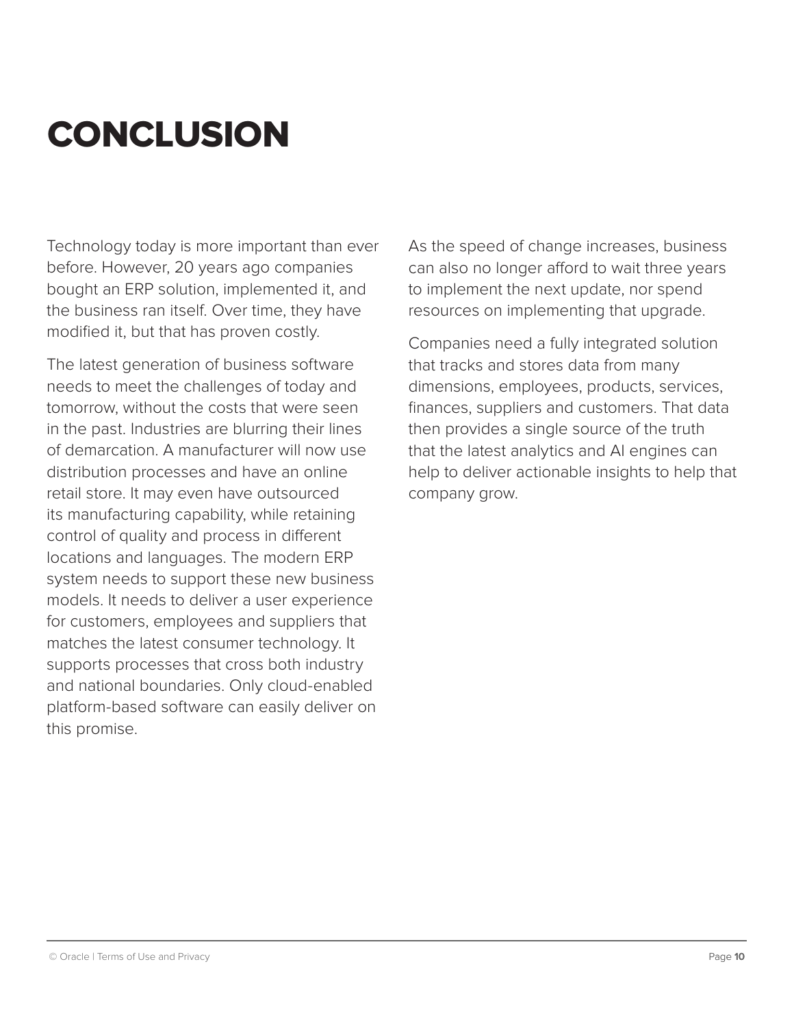# CONCLUSION

Technology today is more important than ever before. However, 20 years ago companies bought an ERP solution, implemented it, and the business ran itself. Over time, they have modified it, but that has proven costly.

The latest generation of business software needs to meet the challenges of today and tomorrow, without the costs that were seen in the past. Industries are blurring their lines of demarcation. A manufacturer will now use distribution processes and have an online retail store. It may even have outsourced its manufacturing capability, while retaining control of quality and process in different locations and languages. The modern ERP system needs to support these new business models. It needs to deliver a user experience for customers, employees and suppliers that matches the latest consumer technology. It supports processes that cross both industry and national boundaries. Only cloud-enabled platform-based software can easily deliver on this promise.

As the speed of change increases, business can also no longer afford to wait three years to implement the next update, nor spend resources on implementing that upgrade.

Companies need a fully integrated solution that tracks and stores data from many dimensions, employees, products, services, finances, suppliers and customers. That data then provides a single source of the truth that the latest analytics and AI engines can help to deliver actionable insights to help that company grow.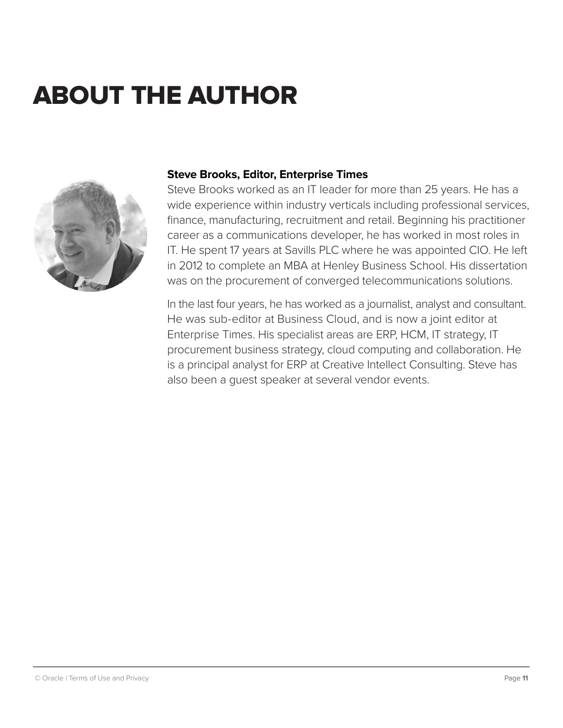# ABOUT THE AUTHOR

**Steve Brooks, Editor, Enterprise Times**

Steve Brooks worked as an IT leader for more than 25 years. He has a wide experience within industry verticals including professional services, finance, manufacturing, recruitment and retail. Beginning his practitioner career as a communications developer, he has worked in most roles in IT. He spent 17 years at Savills PLC where he was appointed CIO. He left in 2012 to complete an MBA at Henley Business School. His dissertation was on the procurement of converged telecommunications solutions.

In the last four years, he has worked as a journalist, analyst and consultant. He was sub-editor at Business Cloud, and is now a joint editor at Enterprise Times. His specialist areas are ERP, HCM, IT strategy, IT procurement business strategy, cloud computing and collaboration. He is a principal analyst for ERP at Creative Intellect Consulting. Steve has also been a guest speaker at several vendor events.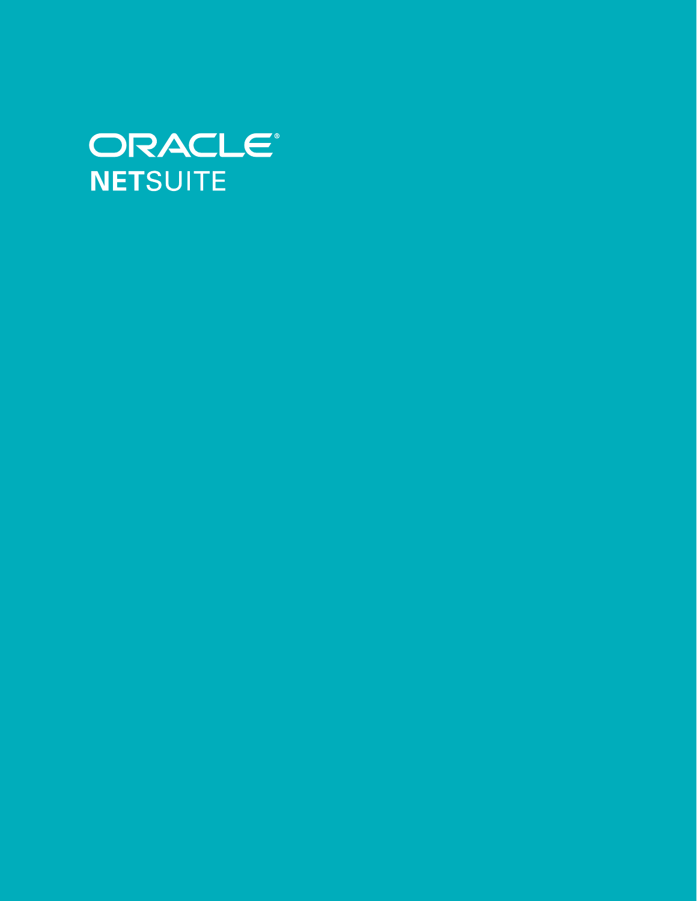ORACLE
NETSUITE